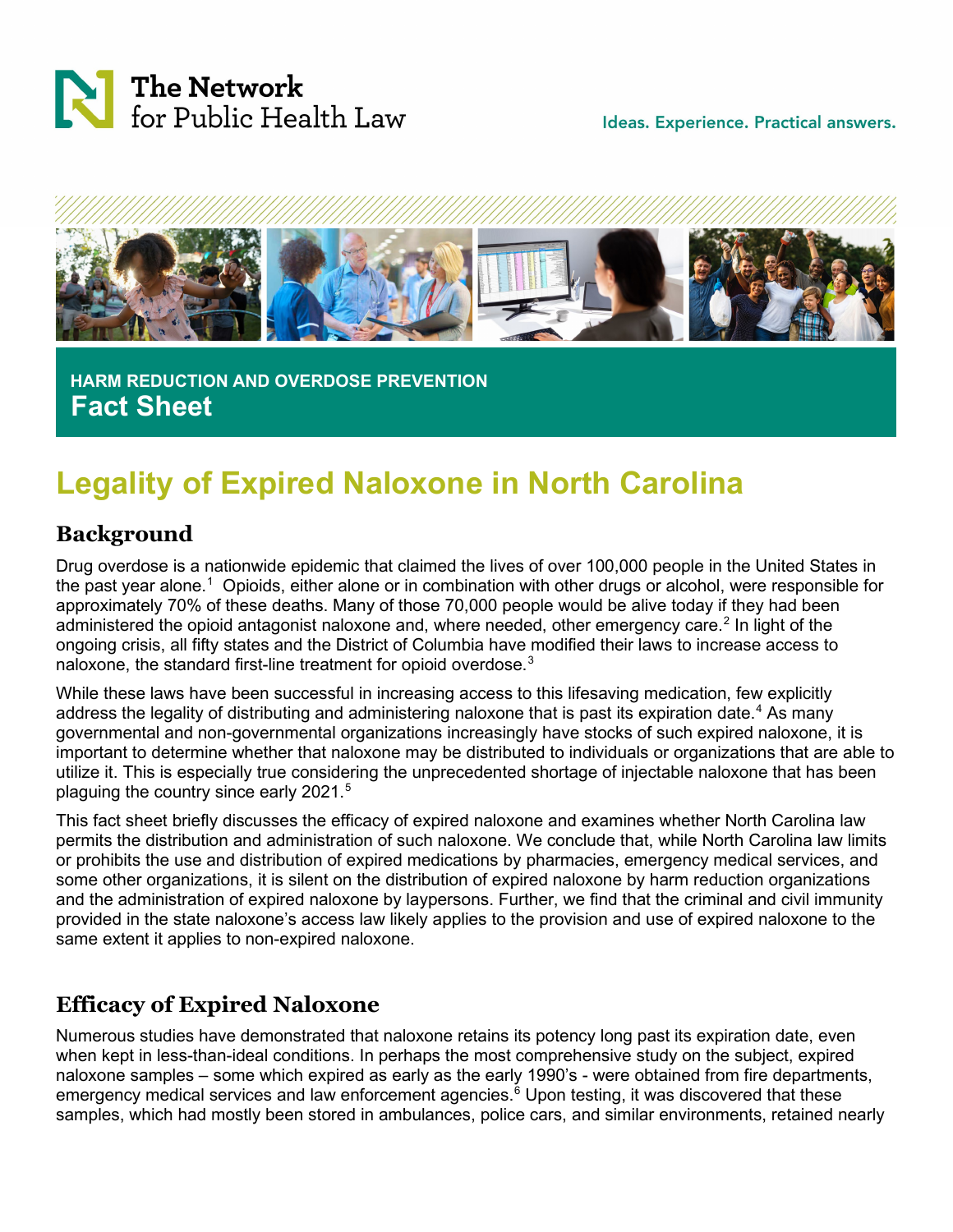The Network for Public Health Law

Ideas. Experience. Practical answers.

HARM REDUCTION AND OVERDOSE PREVENTION

**Fact Sheet**

# Legality of Expired Naloxone in North Carolina

## Background

Drug overdose is a nationwide epidemic that claimed the lives of over 100,000 people in the United States in the past year alone.[1] Opioids, either alone or in combination with other drugs or alcohol, were responsible for approximately 70% of these deaths. Many of those 70,000 people would be alive today if they had been administered the opioid antagonist naloxone and, where needed, other emergency care.[2] In light of the ongoing crisis, all fifty states and the District of Columbia have modified their laws to increase access to naloxone, the standard first-line treatment for opioid overdose.[3]

While these laws have been successful in increasing access to this lifesaving medication, few explicitly address the legality of distributing and administering naloxone that is past its expiration date.[4] As many governmental and non-governmental organizations increasingly have stocks of such expired naloxone, it is important to determine whether that naloxone may be distributed to individuals or organizations that are able to utilize it. This is especially true considering the unprecedented shortage of injectable naloxone that has been plaguing the country since early 2021.[5]

This fact sheet briefly discusses the efficacy of expired naloxone and examines whether North Carolina law permits the distribution and administration of such naloxone. We conclude that, while North Carolina law limits or prohibits the use and distribution of expired medications by pharmacies, emergency medical services, and some other organizations, it is silent on the distribution of expired naloxone by harm reduction organizations and the administration of expired naloxone by laypersons. Further, we find that the criminal and civil immunity provided in the state naloxone's access law likely applies to the provision and use of expired naloxone to the same extent it applies to non-expired naloxone.

## Efficacy of Expired Naloxone

Numerous studies have demonstrated that naloxone retains its potency long past its expiration date, even when kept in less-than-ideal conditions. In perhaps the most comprehensive study on the subject, expired naloxone samples – some which expired as early as the early 1990's - were obtained from fire departments, emergency medical services and law enforcement agencies.[6] Upon testing, it was discovered that these samples, which had mostly been stored in ambulances, police cars, and similar environments, retained nearly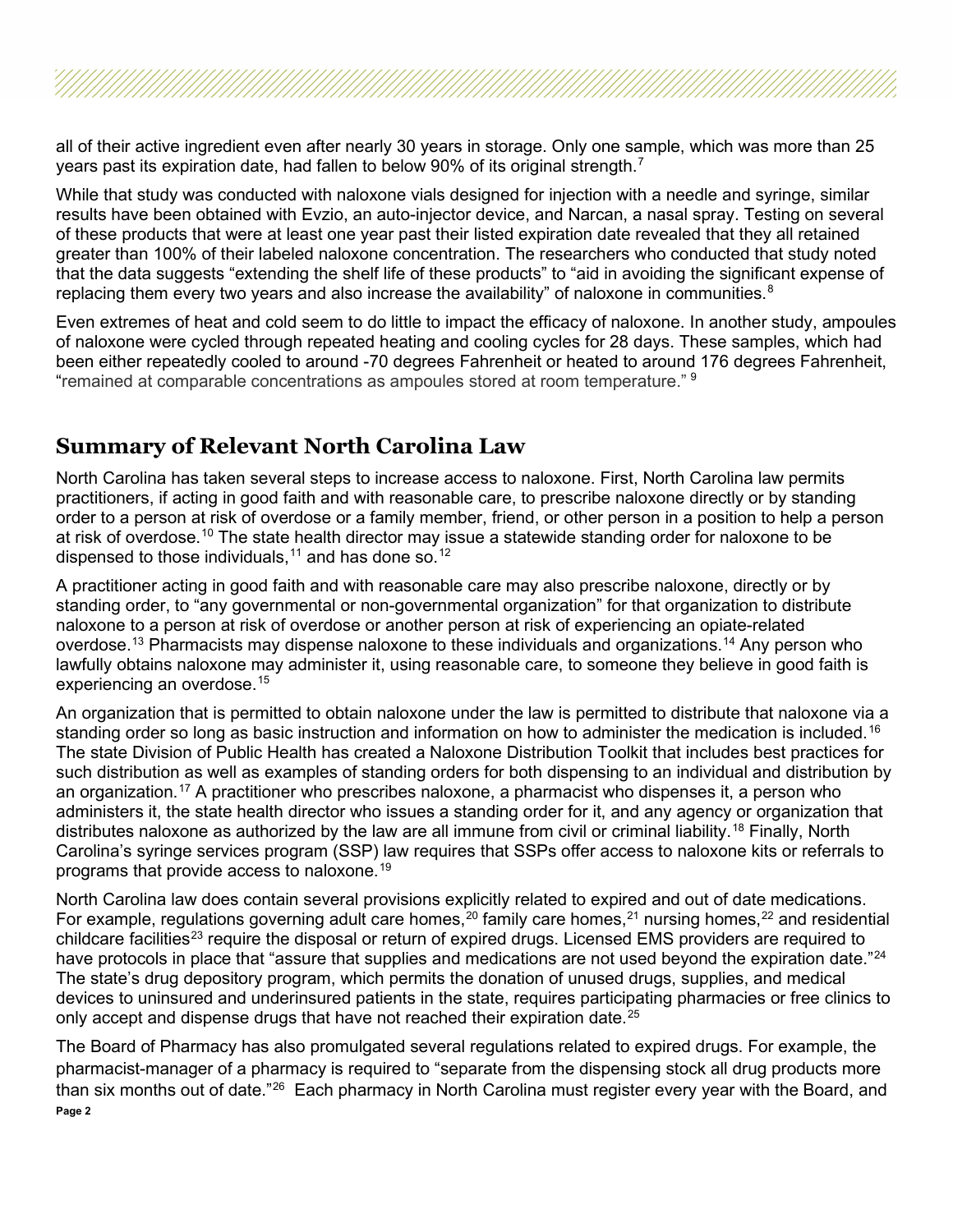all of their active ingredient even after nearly 30 years in storage. Only one sample, which was more than 25 years past its expiration date, had fallen to below 90% of its original strength.[7]

While that study was conducted with naloxone vials designed for injection with a needle and syringe, similar results have been obtained with Evzio, an auto-injector device, and Narcan, a nasal spray. Testing on several of these products that were at least one year past their listed expiration date revealed that they all retained greater than 100% of their labeled naloxone concentration. The researchers who conducted that study noted that the data suggests "extending the shelf life of these products" to "aid in avoiding the significant expense of replacing them every two years and also increase the availability" of naloxone in communities.[8]

Even extremes of heat and cold seem to do little to impact the efficacy of naloxone. In another study, ampoules of naloxone were cycled through repeated heating and cooling cycles for 28 days. These samples, which had been either repeatedly cooled to around -70 degrees Fahrenheit or heated to around 176 degrees Fahrenheit, "remained at comparable concentrations as ampoules stored at room temperature."[9]

## Summary of Relevant North Carolina Law

North Carolina has taken several steps to increase access to naloxone. First, North Carolina law permits practitioners, if acting in good faith and with reasonable care, to prescribe naloxone directly or by standing order to a person at risk of overdose or a family member, friend, or other person in a position to help a person at risk of overdose.[10] The state health director may issue a statewide standing order for naloxone to be dispensed to those individuals,[11] and has done so.[12]

A practitioner acting in good faith and with reasonable care may also prescribe naloxone, directly or by standing order, to "any governmental or non-governmental organization" for that organization to distribute naloxone to a person at risk of overdose or another person at risk of experiencing an opiate-related overdose.[13] Pharmacists may dispense naloxone to these individuals and organizations.[14] Any person who lawfully obtains naloxone may administer it, using reasonable care, to someone they believe in good faith is experiencing an overdose.[15]

An organization that is permitted to obtain naloxone under the law is permitted to distribute that naloxone via a standing order so long as basic instruction and information on how to administer the medication is included.[16] The state Division of Public Health has created a Naloxone Distribution Toolkit that includes best practices for such distribution as well as examples of standing orders for both dispensing to an individual and distribution by an organization.[17] A practitioner who prescribes naloxone, a pharmacist who dispenses it, a person who administers it, the state health director who issues a standing order for it, and any agency or organization that distributes naloxone as authorized by the law are all immune from civil or criminal liability.[18] Finally, North Carolina's syringe services program (SSP) law requires that SSPs offer access to naloxone kits or referrals to programs that provide access to naloxone.[19]

North Carolina law does contain several provisions explicitly related to expired and out of date medications. For example, regulations governing adult care homes,[20] family care homes,[21] nursing homes,[22] and residential childcare facilities[23] require the disposal or return of expired drugs. Licensed EMS providers are required to have protocols in place that "assure that supplies and medications are not used beyond the expiration date."[24] The state's drug depository program, which permits the donation of unused drugs, supplies, and medical devices to uninsured and underinsured patients in the state, requires participating pharmacies or free clinics to only accept and dispense drugs that have not reached their expiration date.[25]

The Board of Pharmacy has also promulgated several regulations related to expired drugs. For example, the pharmacist-manager of a pharmacy is required to "separate from the dispensing stock all drug products more than six months out of date."[26] Each pharmacy in North Carolina must register every year with the Board, and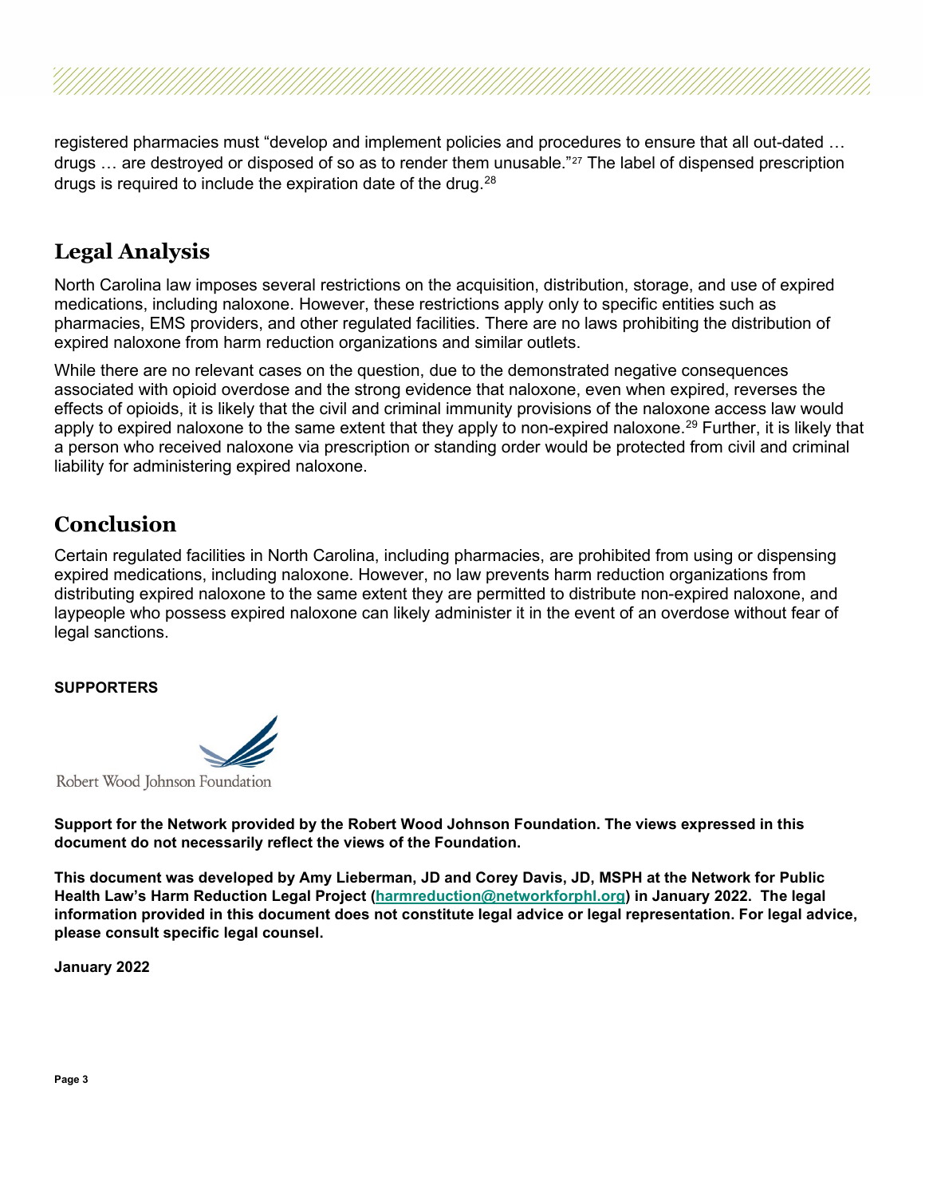registered pharmacies must "develop and implement policies and procedures to ensure that all out-dated … drugs … are destroyed or disposed of so as to render them unusable."[27] The label of dispensed prescription drugs is required to include the expiration date of the drug.[28]

## Legal Analysis

North Carolina law imposes several restrictions on the acquisition, distribution, storage, and use of expired medications, including naloxone. However, these restrictions apply only to specific entities such as pharmacies, EMS providers, and other regulated facilities. There are no laws prohibiting the distribution of expired naloxone from harm reduction organizations and similar outlets.

While there are no relevant cases on the question, due to the demonstrated negative consequences associated with opioid overdose and the strong evidence that naloxone, even when expired, reverses the effects of opioids, it is likely that the civil and criminal immunity provisions of the naloxone access law would apply to expired naloxone to the same extent that they apply to non-expired naloxone.[29] Further, it is likely that a person who received naloxone via prescription or standing order would be protected from civil and criminal liability for administering expired naloxone.

## Conclusion

Certain regulated facilities in North Carolina, including pharmacies, are prohibited from using or dispensing expired medications, including naloxone. However, no law prevents harm reduction organizations from distributing expired naloxone to the same extent they are permitted to distribute non-expired naloxone, and laypeople who possess expired naloxone can likely administer it in the event of an overdose without fear of legal sanctions.

**SUPPORTERS**

Robert Wood Johnson Foundation

**Support for the Network provided by the Robert Wood Johnson Foundation. The views expressed in this document do not necessarily reflect the views of the Foundation.**

**This document was developed by Amy Lieberman, JD and Corey Davis, JD, MSPH at the Network for Public Health Law's Harm Reduction Legal Project (harmreduction@networkforphl.org) in January 2022. The legal information provided in this document does not constitute legal advice or legal representation. For legal advice, please consult specific legal counsel.**

**January 2022**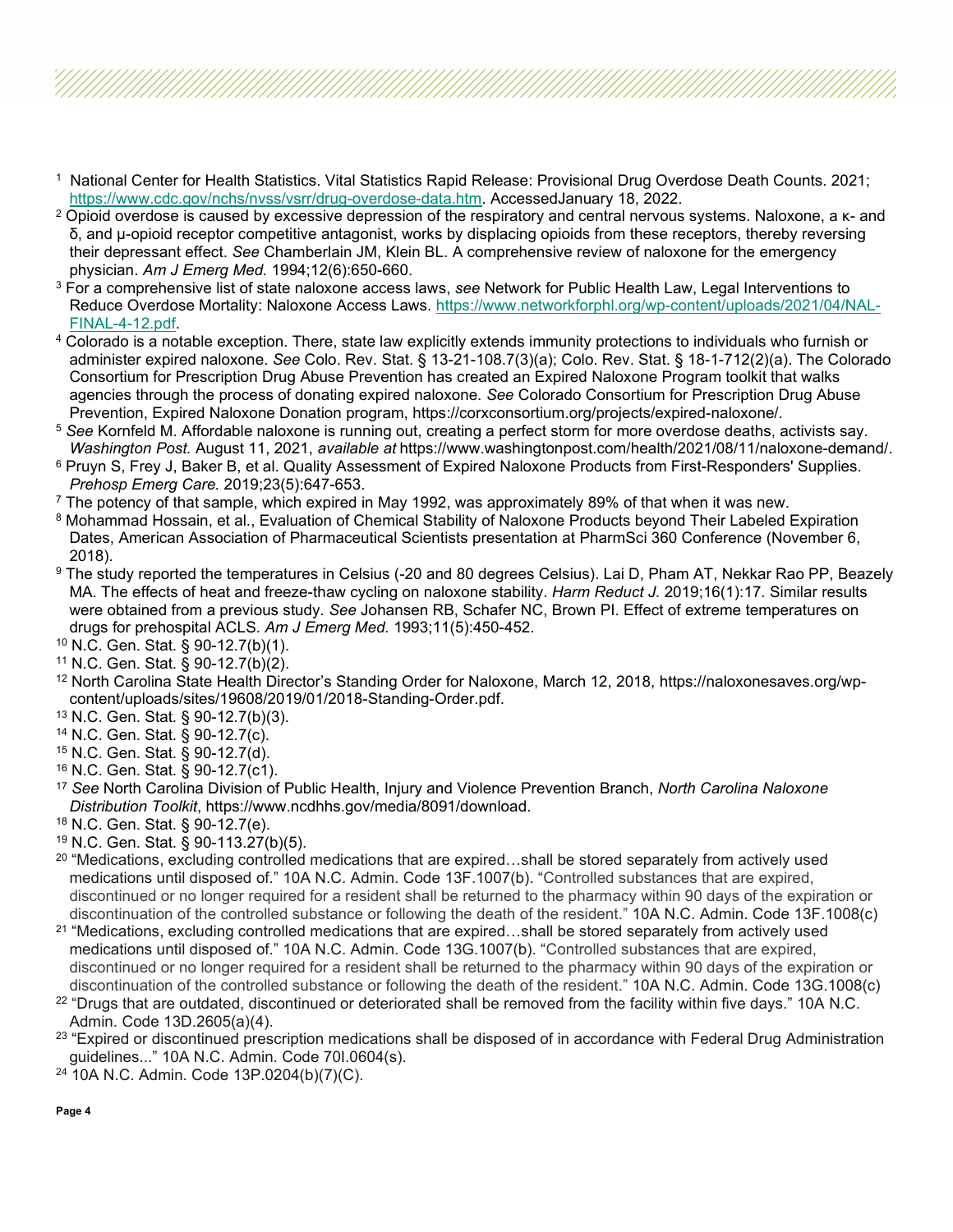[1] National Center for Health Statistics. Vital Statistics Rapid Release: Provisional Drug Overdose Death Counts. 2021; https://www.cdc.gov/nchs/nvss/vsrr/drug-overdose-data.htm. AccessedJanuary 18, 2022.

[2] Opioid overdose is caused by excessive depression of the respiratory and central nervous systems. Naloxone, a κ- and δ, and μ-opioid receptor competitive antagonist, works by displacing opioids from these receptors, thereby reversing their depressant effect. *See* Chamberlain JM, Klein BL. A comprehensive review of naloxone for the emergency physician. *Am J Emerg Med.* 1994;12(6):650-660.

[3] For a comprehensive list of state naloxone access laws, *see* Network for Public Health Law, Legal Interventions to Reduce Overdose Mortality: Naloxone Access Laws. https://www.networkforphl.org/wp-content/uploads/2021/04/NAL-FINAL-4-12.pdf.

[4] Colorado is a notable exception. There, state law explicitly extends immunity protections to individuals who furnish or administer expired naloxone. *See* Colo. Rev. Stat. § 13-21-108.7(3)(a); Colo. Rev. Stat. § 18-1-712(2)(a). The Colorado Consortium for Prescription Drug Abuse Prevention has created an Expired Naloxone Program toolkit that walks agencies through the process of donating expired naloxone. *See* Colorado Consortium for Prescription Drug Abuse Prevention, Expired Naloxone Donation program, https://corxconsortium.org/projects/expired-naloxone/.

[5] *See* Kornfeld M. Affordable naloxone is running out, creating a perfect storm for more overdose deaths, activists say. *Washington Post.* August 11, 2021, *available at* https://www.washingtonpost.com/health/2021/08/11/naloxone-demand/.

[6] Pruyn S, Frey J, Baker B, et al. Quality Assessment of Expired Naloxone Products from First-Responders' Supplies. *Prehosp Emerg Care.* 2019;23(5):647-653.

[7] The potency of that sample, which expired in May 1992, was approximately 89% of that when it was new.

[8] Mohammad Hossain, et al., Evaluation of Chemical Stability of Naloxone Products beyond Their Labeled Expiration Dates, American Association of Pharmaceutical Scientists presentation at PharmSci 360 Conference (November 6, 2018).

[9] The study reported the temperatures in Celsius (-20 and 80 degrees Celsius). Lai D, Pham AT, Nekkar Rao PP, Beazely MA. The effects of heat and freeze-thaw cycling on naloxone stability. *Harm Reduct J.* 2019;16(1):17. Similar results were obtained from a previous study. *See* Johansen RB, Schafer NC, Brown PI. Effect of extreme temperatures on drugs for prehospital ACLS. *Am J Emerg Med.* 1993;11(5):450-452.

[10] N.C. Gen. Stat. § 90-12.7(b)(1).

[11] N.C. Gen. Stat. § 90-12.7(b)(2).

[12] North Carolina State Health Director's Standing Order for Naloxone, March 12, 2018, https://naloxonesaves.org/wp-content/uploads/sites/19608/2019/01/2018-Standing-Order.pdf.

[13] N.C. Gen. Stat. § 90-12.7(b)(3).

[14] N.C. Gen. Stat. § 90-12.7(c).

[15] N.C. Gen. Stat. § 90-12.7(d).

[16] N.C. Gen. Stat. § 90-12.7(c1).

[17] *See* North Carolina Division of Public Health, Injury and Violence Prevention Branch, *North Carolina Naloxone Distribution Toolkit*, https://www.ncdhhs.gov/media/8091/download.

[18] N.C. Gen. Stat. § 90-12.7(e).

[19] N.C. Gen. Stat. § 90-113.27(b)(5).

[20] "Medications, excluding controlled medications that are expired…shall be stored separately from actively used medications until disposed of." 10A N.C. Admin. Code 13F.1007(b). "Controlled substances that are expired, discontinued or no longer required for a resident shall be returned to the pharmacy within 90 days of the expiration or discontinuation of the controlled substance or following the death of the resident." 10A N.C. Admin. Code 13F.1008(c)

[21] "Medications, excluding controlled medications that are expired…shall be stored separately from actively used medications until disposed of." 10A N.C. Admin. Code 13G.1007(b). "Controlled substances that are expired, discontinued or no longer required for a resident shall be returned to the pharmacy within 90 days of the expiration or discontinuation of the controlled substance or following the death of the resident." 10A N.C. Admin. Code 13G.1008(c)

[22] "Drugs that are outdated, discontinued or deteriorated shall be removed from the facility within five days." 10A N.C. Admin. Code 13D.2605(a)(4).

[23] "Expired or discontinued prescription medications shall be disposed of in accordance with Federal Drug Administration guidelines..." 10A N.C. Admin. Code 70I.0604(s).

[24] 10A N.C. Admin. Code 13P.0204(b)(7)(C).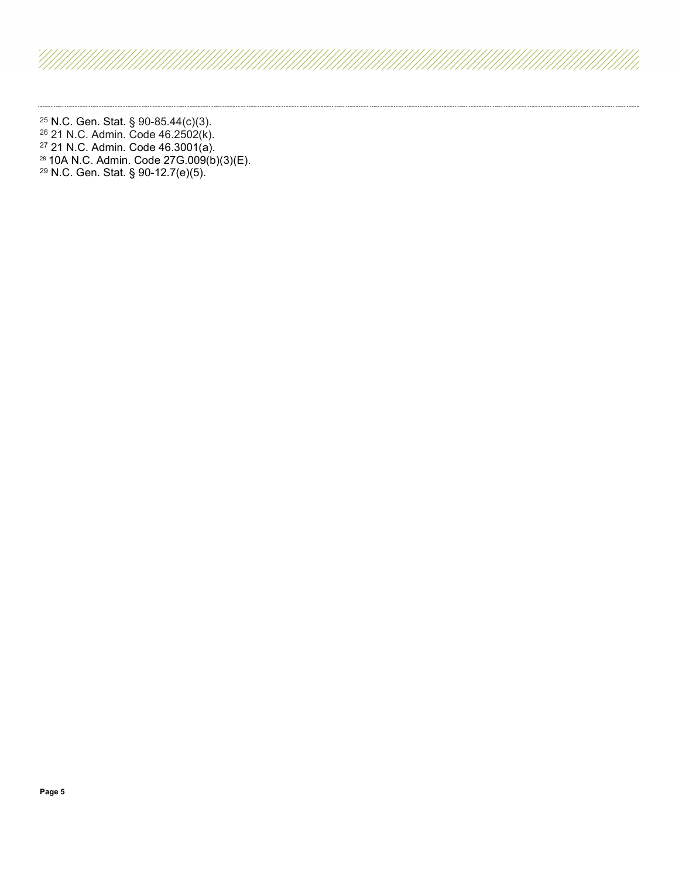[25] N.C. Gen. Stat. § 90-85.44(c)(3).
[26] 21 N.C. Admin. Code 46.2502(k).
[27] 21 N.C. Admin. Code 46.3001(a).
[28] 10A N.C. Admin. Code 27G.009(b)(3)(E).
[29] N.C. Gen. Stat. § 90-12.7(e)(5).